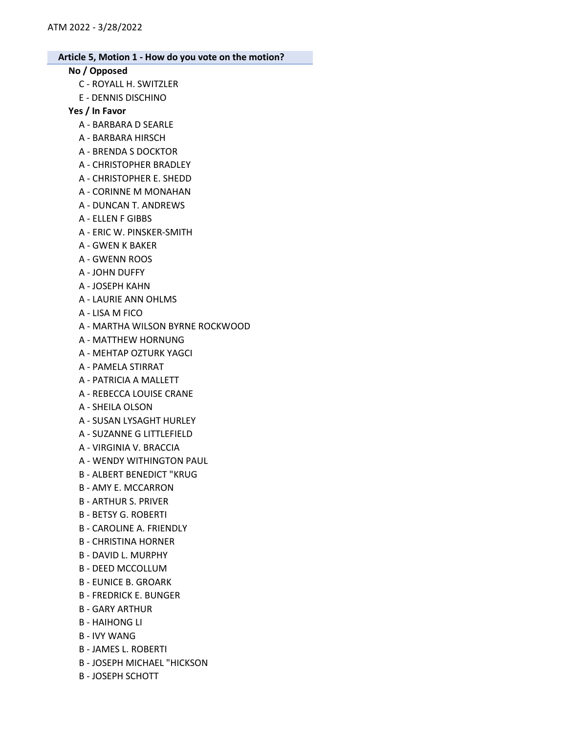## Article 5, Motion 1 - How do you vote on the motion?

### No / Opposed

- C - ROYALL H. SWITZLER
- E - DENNIS DISCHINO

### Yes / In Favor

- A - BARBARA D SEARLE
- A - BARBARA HIRSCH
- A - BRENDA S DOCKTOR
- A - CHRISTOPHER BRADLEY
- A - CHRISTOPHER E. SHEDD
- A - CORINNE M MONAHAN
- A - DUNCAN T. ANDREWS
- A - ELLEN F GIBBS
- A - ERIC W. PINSKER-SMITH
- A - GWEN K BAKER
- A - GWENN ROOS
- A - JOHN DUFFY
- A - JOSEPH KAHN
- A - LAURIE ANN OHLMS
- A - LISA M FICO
- A - MARTHA WILSON BYRNE ROCKWOOD
- A - MATTHEW HORNUNG
- A - MEHTAP OZTURK YAGCI
- A - PAMELA STIRRAT
- A - PATRICIA A MALLETT
- A - REBECCA LOUISE CRANE
- A - SHEILA OLSON
- A - SUSAN LYSAGHT HURLEY
- A - SUZANNE G LITTLEFIELD
- A - VIRGINIA V. BRACCIA
- A - WENDY WITHINGTON PAUL
- B - ALBERT BENEDICT "KRUG
- B - AMY E. MCCARRON
- B - ARTHUR S. PRIVER
- B - BETSY G. ROBERTI
- B - CAROLINE A. FRIENDLY
- B - CHRISTINA HORNER
- B - DAVID L. MURPHY
- B - DEED MCCOLLUM
- B - EUNICE B. GROARK
- B - FREDRICK E. BUNGER
- B - GARY ARTHUR
- B - HAIHONG LI
- B - IVY WANG
- B - JAMES L. ROBERTI
- B - JOSEPH MICHAEL "HICKSON
- B - JOSEPH SCHOTT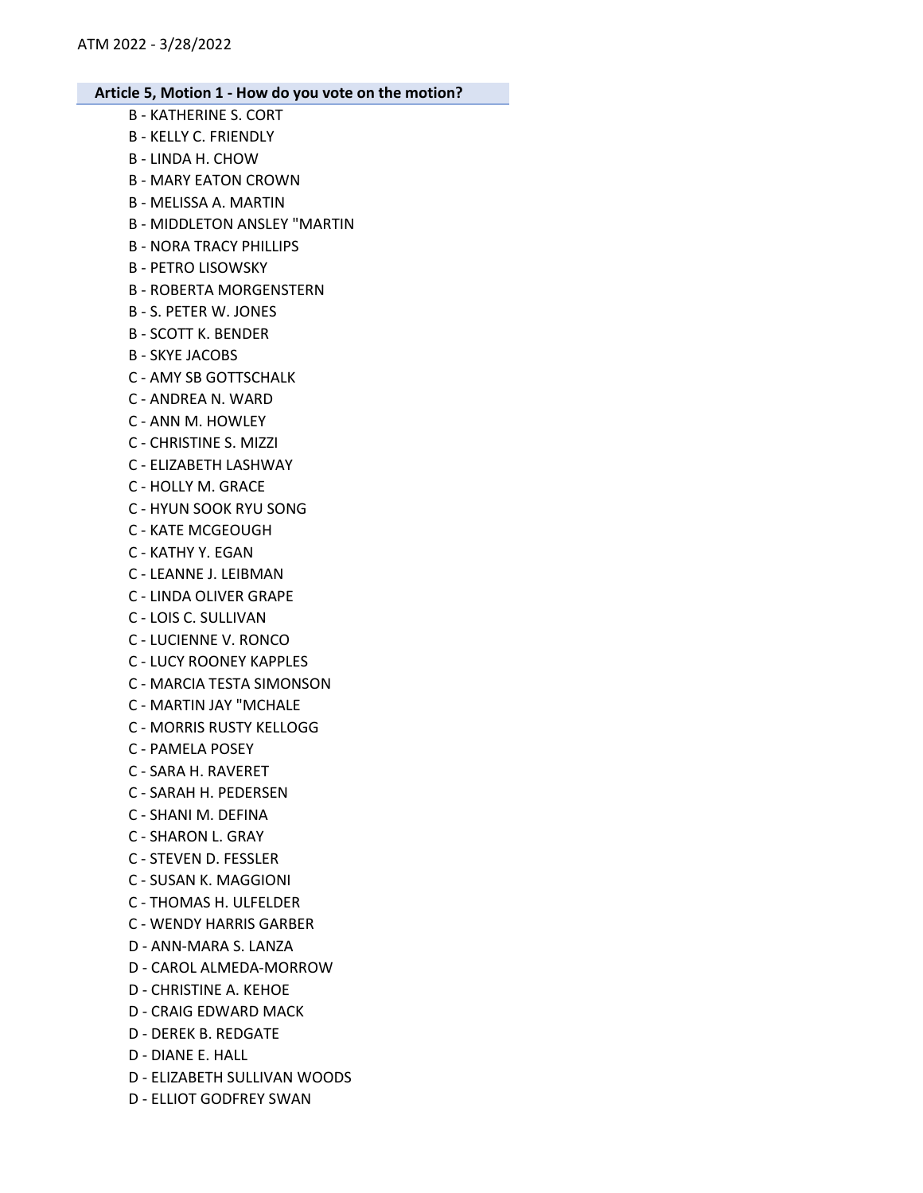**Article 5, Motion 1 - How do you vote on the motion?**

B - KATHERINE S. CORT
B - KELLY C. FRIENDLY
B - LINDA H. CHOW
B - MARY EATON CROWN
B - MELISSA A. MARTIN
B - MIDDLETON ANSLEY "MARTIN
B - NORA TRACY PHILLIPS
B - PETRO LISOWSKY
B - ROBERTA MORGENSTERN
B - S. PETER W. JONES
B - SCOTT K. BENDER
B - SKYE JACOBS
C - AMY SB GOTTSCHALK
C - ANDREA N. WARD
C - ANN M. HOWLEY
C - CHRISTINE S. MIZZI
C - ELIZABETH LASHWAY
C - HOLLY M. GRACE
C - HYUN SOOK RYU SONG
C - KATE MCGEOUGH
C - KATHY Y. EGAN
C - LEANNE J. LEIBMAN
C - LINDA OLIVER GRAPE
C - LOIS C. SULLIVAN
C - LUCIENNE V. RONCO
C - LUCY ROONEY KAPPLES
C - MARCIA TESTA SIMONSON
C - MARTIN JAY "MCHALE
C - MORRIS RUSTY KELLOGG
C - PAMELA POSEY
C - SARA H. RAVERET
C - SARAH H. PEDERSEN
C - SHANI M. DEFINA
C - SHARON L. GRAY
C - STEVEN D. FESSLER
C - SUSAN K. MAGGIONI
C - THOMAS H. ULFELDER
C - WENDY HARRIS GARBER
D - ANN-MARA S. LANZA
D - CAROL ALMEDA-MORROW
D - CHRISTINE A. KEHOE
D - CRAIG EDWARD MACK
D - DEREK B. REDGATE
D - DIANE E. HALL
D - ELIZABETH SULLIVAN WOODS
D - ELLIOT GODFREY SWAN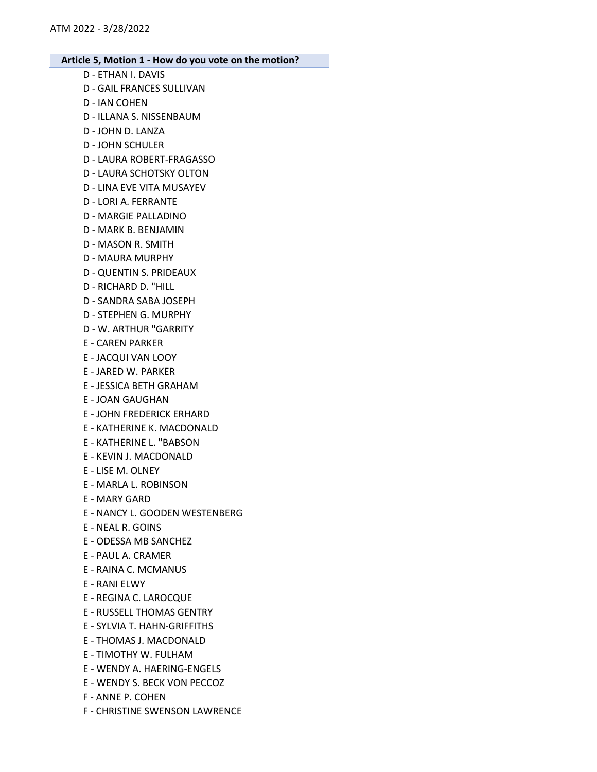**Article 5, Motion 1 - How do you vote on the motion?**

D - ETHAN I. DAVIS
D - GAIL FRANCES SULLIVAN
D - IAN COHEN
D - ILLANA S. NISSENBAUM
D - JOHN D. LANZA
D - JOHN SCHULER
D - LAURA ROBERT-FRAGASSO
D - LAURA SCHOTSKY OLTON
D - LINA EVE VITA MUSAYEV
D - LORI A. FERRANTE
D - MARGIE PALLADINO
D - MARK B. BENJAMIN
D - MASON R. SMITH
D - MAURA MURPHY
D - QUENTIN S. PRIDEAUX
D - RICHARD D. "HILL
D - SANDRA SABA JOSEPH
D - STEPHEN G. MURPHY
D - W. ARTHUR "GARRITY
E - CAREN PARKER
E - JACQUI VAN LOOY
E - JARED W. PARKER
E - JESSICA BETH GRAHAM
E - JOAN GAUGHAN
E - JOHN FREDERICK ERHARD
E - KATHERINE K. MACDONALD
E - KATHERINE L. "BABSON
E - KEVIN J. MACDONALD
E - LISE M. OLNEY
E - MARLA L. ROBINSON
E - MARY GARD
E - NANCY L. GOODEN WESTENBERG
E - NEAL R. GOINS
E - ODESSA MB SANCHEZ
E - PAUL A. CRAMER
E - RAINA C. MCMANUS
E - RANI ELWY
E - REGINA C. LAROCQUE
E - RUSSELL THOMAS GENTRY
E - SYLVIA T. HAHN-GRIFFITHS
E - THOMAS J. MACDONALD
E - TIMOTHY W. FULHAM
E - WENDY A. HAERING-ENGELS
E - WENDY S. BECK VON PECCOZ
F - ANNE P. COHEN
F - CHRISTINE SWENSON LAWRENCE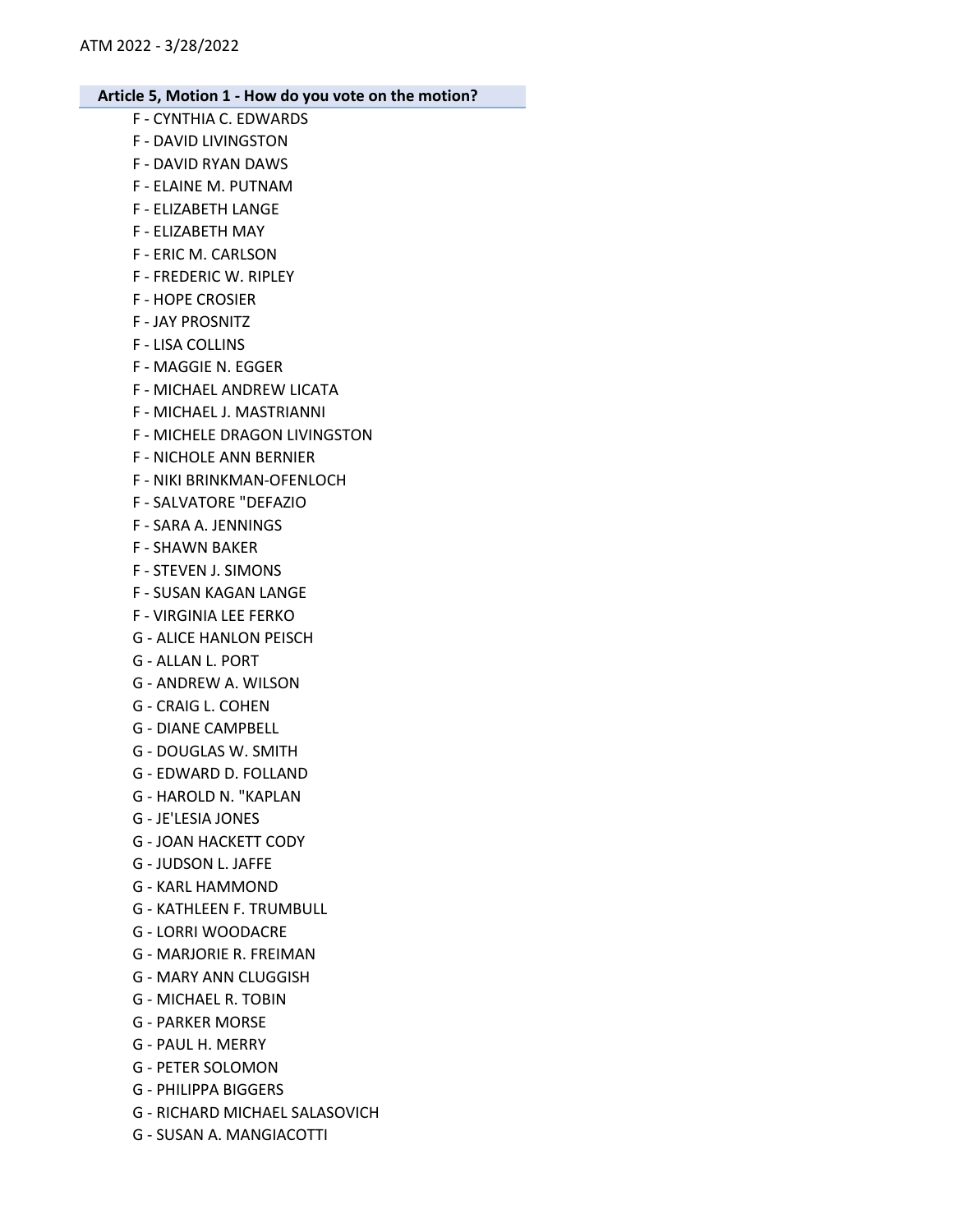**Article 5, Motion 1 - How do you vote on the motion?**

F - CYNTHIA C. EDWARDS
F - DAVID LIVINGSTON
F - DAVID RYAN DAWS
F - ELAINE M. PUTNAM
F - ELIZABETH LANGE
F - ELIZABETH MAY
F - ERIC M. CARLSON
F - FREDERIC W. RIPLEY
F - HOPE CROSIER
F - JAY PROSNITZ
F - LISA COLLINS
F - MAGGIE N. EGGER
F - MICHAEL ANDREW LICATA
F - MICHAEL J. MASTRIANNI
F - MICHELE DRAGON LIVINGSTON
F - NICHOLE ANN BERNIER
F - NIKI BRINKMAN-OFENLOCH
F - SALVATORE "DEFAZIO
F - SARA A. JENNINGS
F - SHAWN BAKER
F - STEVEN J. SIMONS
F - SUSAN KAGAN LANGE
F - VIRGINIA LEE FERKO
G - ALICE HANLON PEISCH
G - ALLAN L. PORT
G - ANDREW A. WILSON
G - CRAIG L. COHEN
G - DIANE CAMPBELL
G - DOUGLAS W. SMITH
G - EDWARD D. FOLLAND
G - HAROLD N. "KAPLAN
G - JE'LESIA JONES
G - JOAN HACKETT CODY
G - JUDSON L. JAFFE
G - KARL HAMMOND
G - KATHLEEN F. TRUMBULL
G - LORRI WOODACRE
G - MARJORIE R. FREIMAN
G - MARY ANN CLUGGISH
G - MICHAEL R. TOBIN
G - PARKER MORSE
G - PAUL H. MERRY
G - PETER SOLOMON
G - PHILIPPA BIGGERS
G - RICHARD MICHAEL SALASOVICH
G - SUSAN A. MANGIACOTTI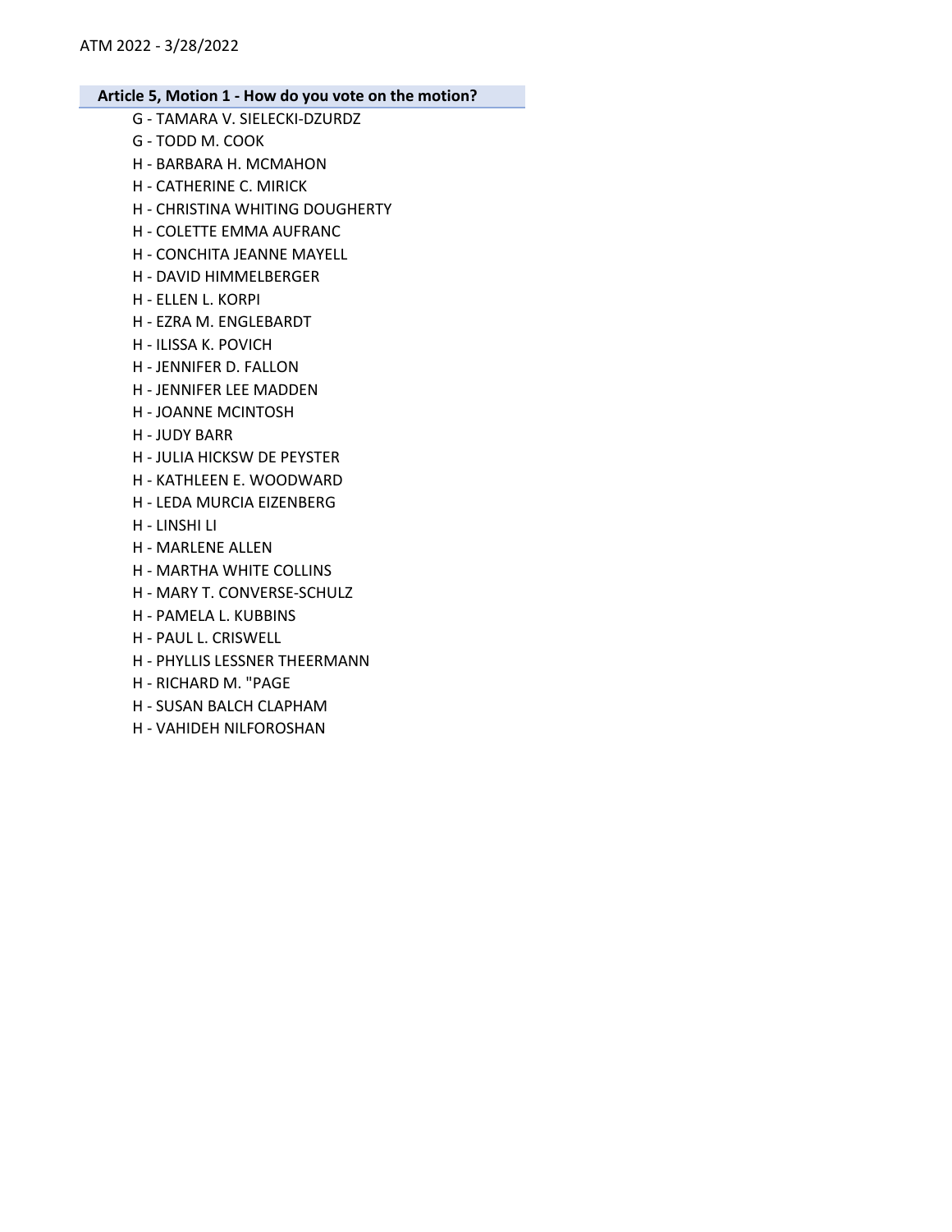**Article 5, Motion 1 - How do you vote on the motion?**

G - TAMARA V. SIELECKI-DZURDZ
G - TODD M. COOK
H - BARBARA H. MCMAHON
H - CATHERINE C. MIRICK
H - CHRISTINA WHITING DOUGHERTY
H - COLETTE EMMA AUFRANC
H - CONCHITA JEANNE MAYELL
H - DAVID HIMMELBERGER
H - ELLEN L. KORPI
H - EZRA M. ENGLEBARDT
H - ILISSA K. POVICH
H - JENNIFER D. FALLON
H - JENNIFER LEE MADDEN
H - JOANNE MCINTOSH
H - JUDY BARR
H - JULIA HICKSW DE PEYSTER
H - KATHLEEN E. WOODWARD
H - LEDA MURCIA EIZENBERG
H - LINSHI LI
H - MARLENE ALLEN
H - MARTHA WHITE COLLINS
H - MARY T. CONVERSE-SCHULZ
H - PAMELA L. KUBBINS
H - PAUL L. CRISWELL
H - PHYLLIS LESSNER THEERMANN
H - RICHARD M. "PAGE
H - SUSAN BALCH CLAPHAM
H - VAHIDEH NILFOROSHAN